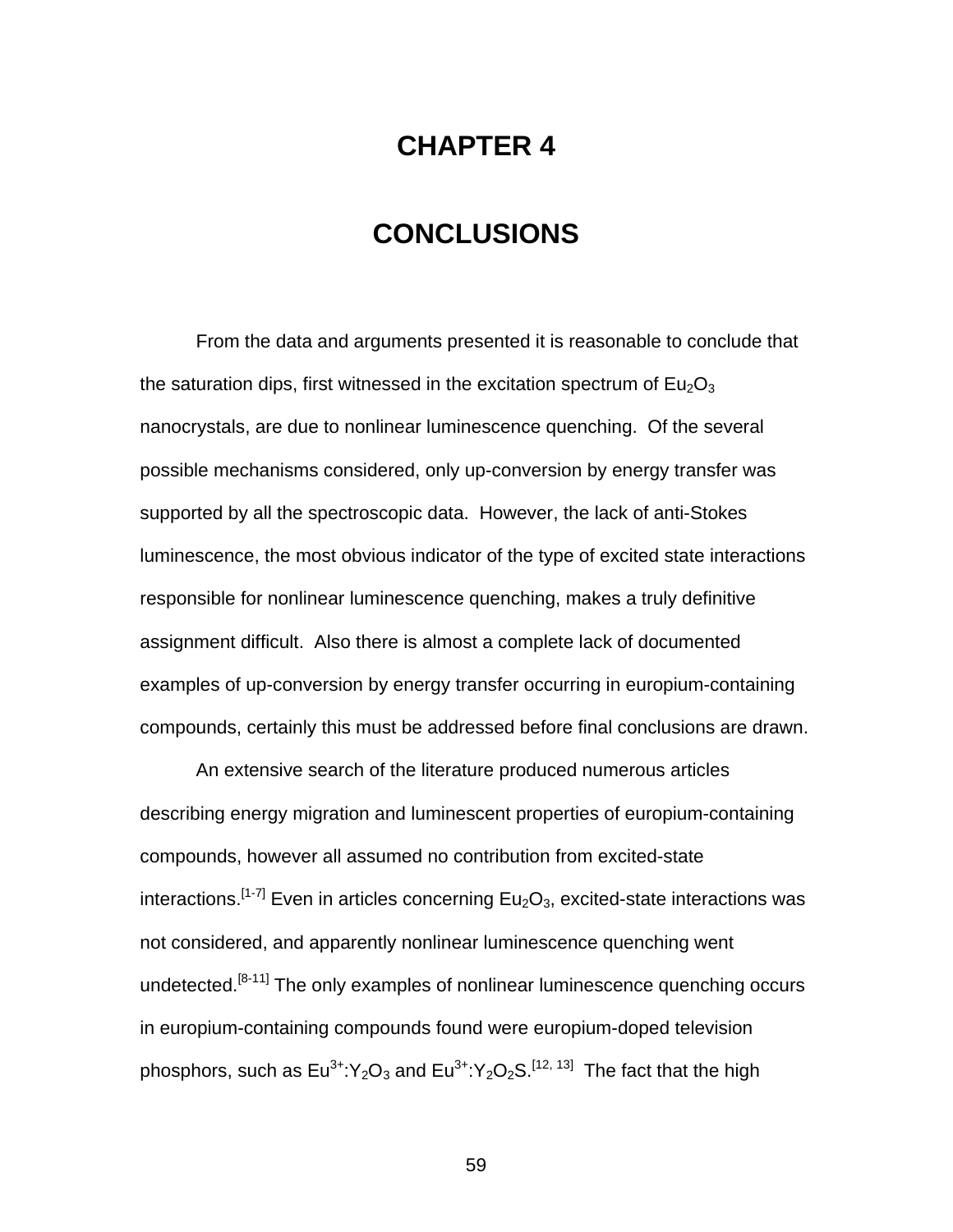# CHAPTER 4

# CONCLUSIONS

From the data and arguments presented it is reasonable to conclude that the saturation dips, first witnessed in the excitation spectrum of $Eu_2O_3$ nanocrystals, are due to nonlinear luminescence quenching. Of the several possible mechanisms considered, only up-conversion by energy transfer was supported by all the spectroscopic data. However, the lack of anti-Stokes luminescence, the most obvious indicator of the type of excited state interactions responsible for nonlinear luminescence quenching, makes a truly definitive assignment difficult. Also there is almost a complete lack of documented examples of up-conversion by energy transfer occurring in europium-containing compounds, certainly this must be addressed before final conclusions are drawn.

An extensive search of the literature produced numerous articles describing energy migration and luminescent properties of europium-containing compounds, however all assumed no contribution from excited-state interactions.[1-7] Even in articles concerning $Eu_2O_3$, excited-state interactions was not considered, and apparently nonlinear luminescence quenching went undetected.[8-11] The only examples of nonlinear luminescence quenching occurs in europium-containing compounds found were europium-doped television phosphors, such as $Eu^{3+}$:$Y_2O_3$ and $Eu^{3+}$:$Y_2O_2S$.[12, 13] The fact that the high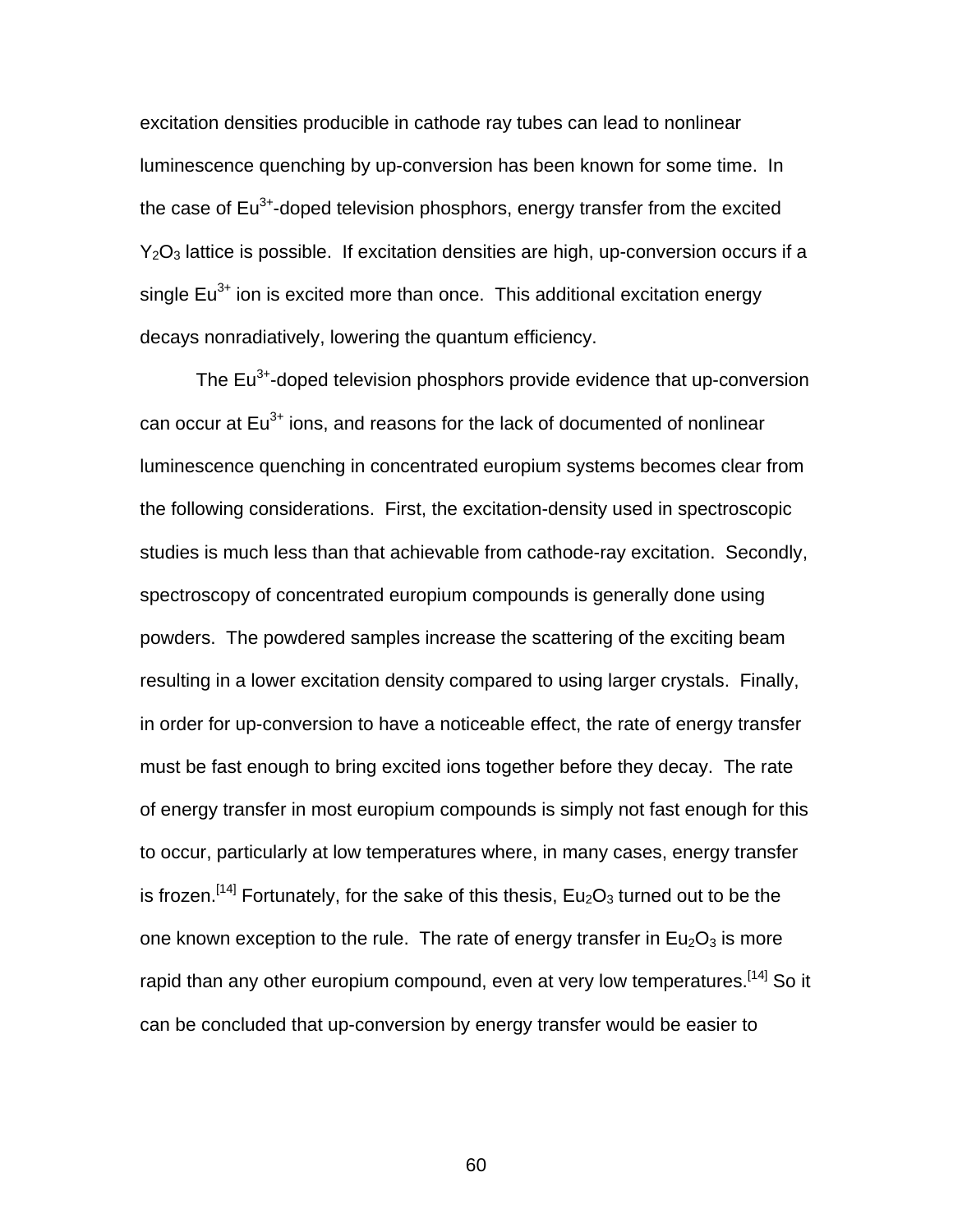excitation densities producible in cathode ray tubes can lead to nonlinear luminescence quenching by up-conversion has been known for some time. In the case of $Eu^{3+}$-doped television phosphors, energy transfer from the excited $Y_2O_3$ lattice is possible. If excitation densities are high, up-conversion occurs if a single $Eu^{3+}$ ion is excited more than once. This additional excitation energy decays nonradiatively, lowering the quantum efficiency.

The $Eu^{3+}$-doped television phosphors provide evidence that up-conversion can occur at $Eu^{3+}$ ions, and reasons for the lack of documented of nonlinear luminescence quenching in concentrated europium systems becomes clear from the following considerations. First, the excitation-density used in spectroscopic studies is much less than that achievable from cathode-ray excitation. Secondly, spectroscopy of concentrated europium compounds is generally done using powders. The powdered samples increase the scattering of the exciting beam resulting in a lower excitation density compared to using larger crystals. Finally, in order for up-conversion to have a noticeable effect, the rate of energy transfer must be fast enough to bring excited ions together before they decay. The rate of energy transfer in most europium compounds is simply not fast enough for this to occur, particularly at low temperatures where, in many cases, energy transfer is frozen.[14] Fortunately, for the sake of this thesis, $Eu_2O_3$ turned out to be the one known exception to the rule. The rate of energy transfer in $Eu_2O_3$ is more rapid than any other europium compound, even at very low temperatures.[14] So it can be concluded that up-conversion by energy transfer would be easier to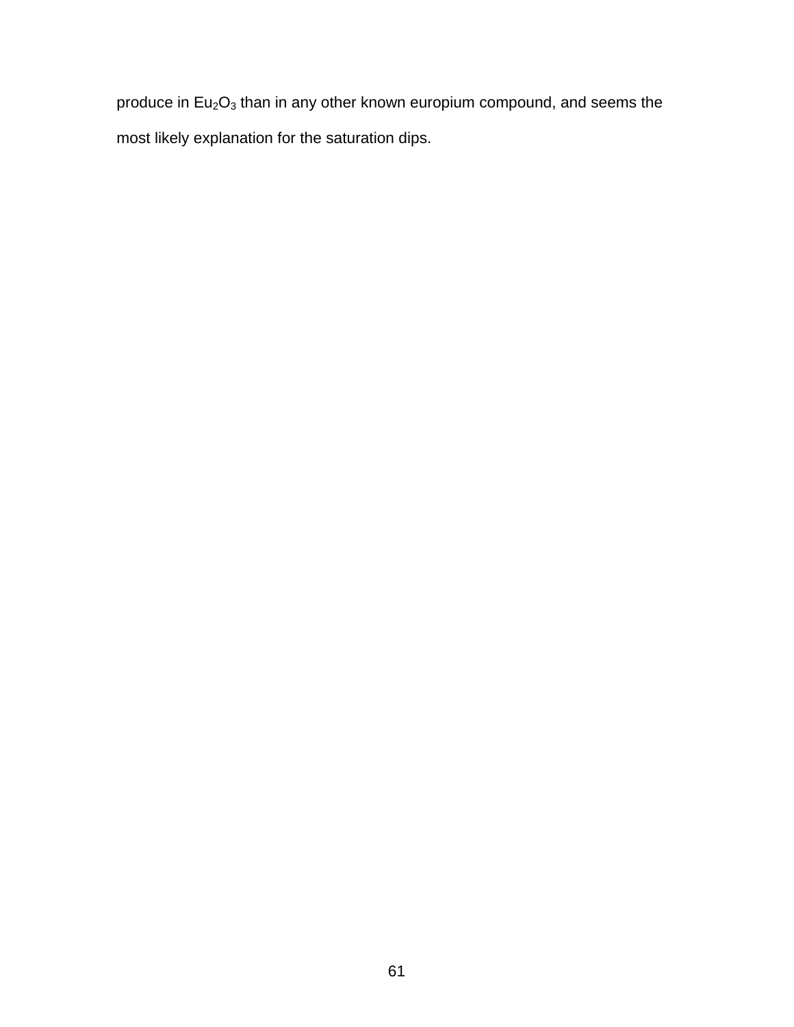produce in $Eu_2O_3$ than in any other known europium compound, and seems the most likely explanation for the saturation dips.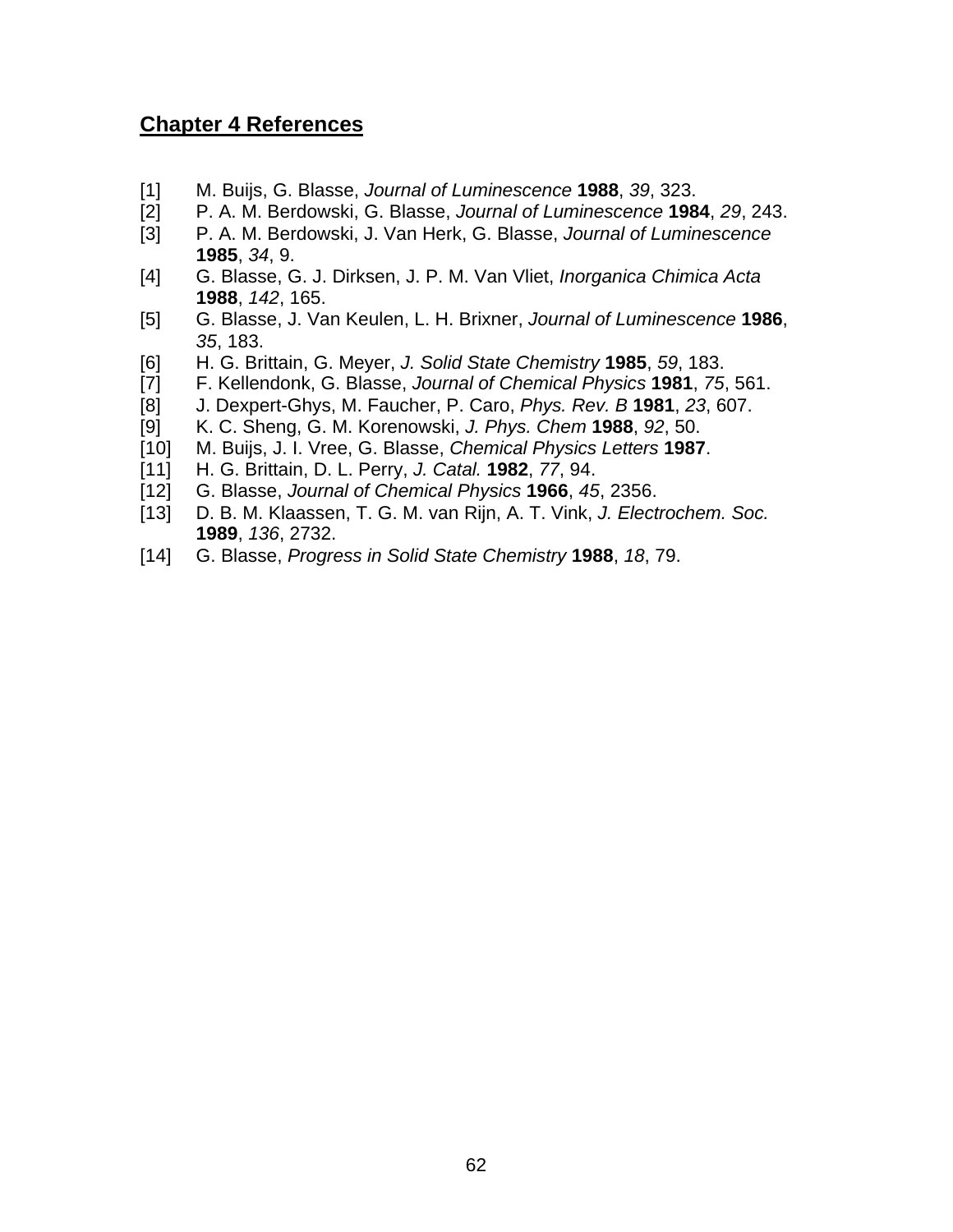## Chapter 4 References

[1] M. Buijs, G. Blasse, *Journal of Luminescence* **1988**, *39*, 323.
[2] P. A. M. Berdowski, G. Blasse, *Journal of Luminescence* **1984**, *29*, 243.
[3] P. A. M. Berdowski, J. Van Herk, G. Blasse, *Journal of Luminescence* **1985**, *34*, 9.
[4] G. Blasse, G. J. Dirksen, J. P. M. Van Vliet, *Inorganica Chimica Acta* **1988**, *142*, 165.
[5] G. Blasse, J. Van Keulen, L. H. Brixner, *Journal of Luminescence* **1986**, *35*, 183.
[6] H. G. Brittain, G. Meyer, *J. Solid State Chemistry* **1985**, *59*, 183.
[7] F. Kellendonk, G. Blasse, *Journal of Chemical Physics* **1981**, *75*, 561.
[8] J. Dexpert-Ghys, M. Faucher, P. Caro, *Phys. Rev. B* **1981**, *23*, 607.
[9] K. C. Sheng, G. M. Korenowski, *J. Phys. Chem* **1988**, *92*, 50.
[10] M. Buijs, J. I. Vree, G. Blasse, *Chemical Physics Letters* **1987**.
[11] H. G. Brittain, D. L. Perry, *J. Catal.* **1982**, *77*, 94.
[12] G. Blasse, *Journal of Chemical Physics* **1966**, *45*, 2356.
[13] D. B. M. Klaassen, T. G. M. van Rijn, A. T. Vink, *J. Electrochem. Soc.* **1989**, *136*, 2732.
[14] G. Blasse, *Progress in Solid State Chemistry* **1988**, *18*, 79.